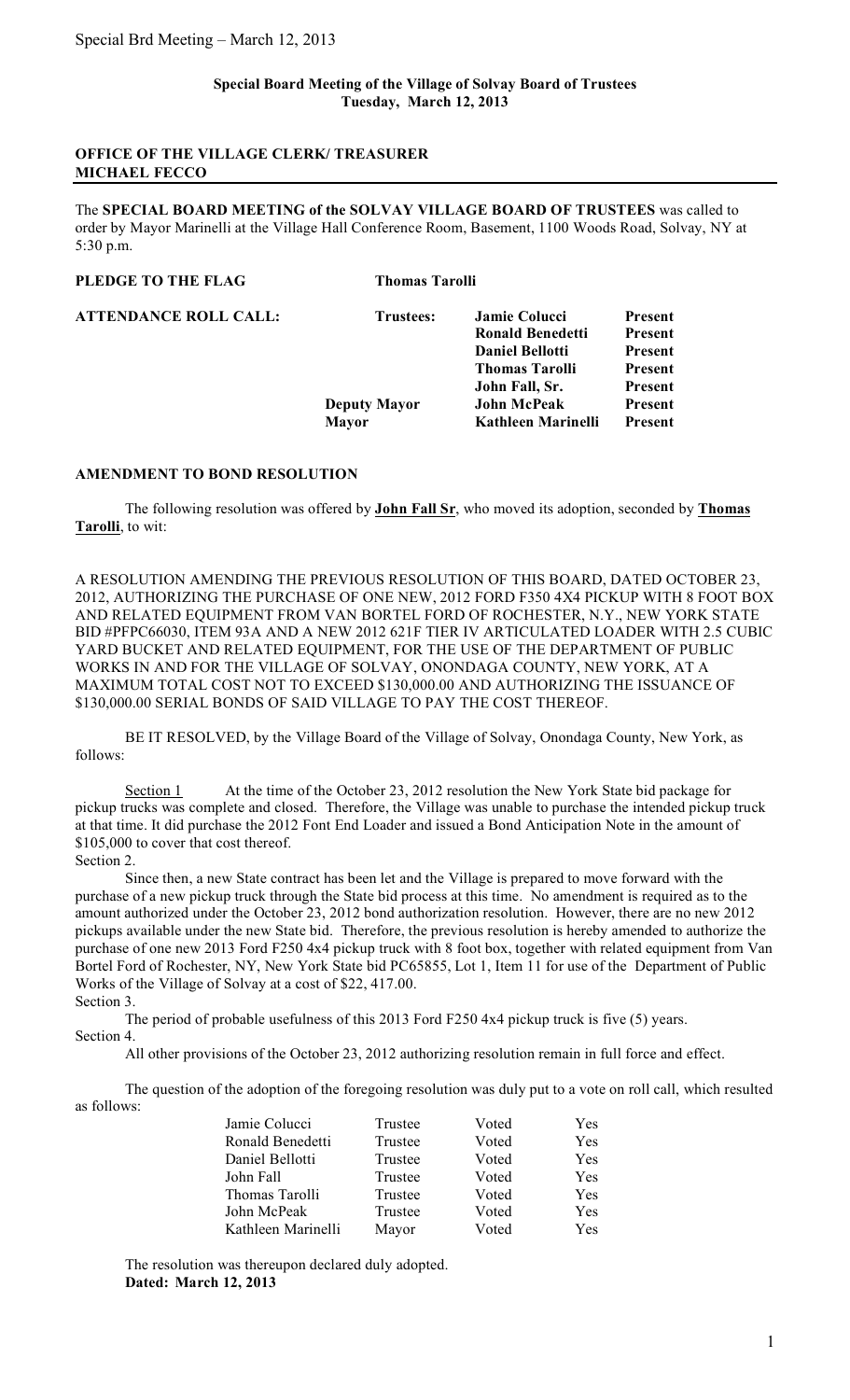**Special Board Meeting of the Village of Solvay Board of Trustees**
**Tuesday, March 12, 2013**

**OFFICE OF THE VILLAGE CLERK/ TREASURER**
**MICHAEL FECCO**

---

The **SPECIAL BOARD MEETING of the SOLVAY VILLAGE BOARD OF TRUSTEES** was called to order by Mayor Marinelli at the Village Hall Conference Room, Basement, 1100 Woods Road, Solvay, NY at 5:30 p.m.

**PLEDGE TO THE FLAG** **Thomas Tarolli**

| **ATTENDANCE ROLL CALL:** | **Trustees:** | **Jamie Colucci** | **Present** |
|---|---|---|---|
| | | **Ronald Benedetti** | **Present** |
| | | **Daniel Bellotti** | **Present** |
| | | **Thomas Tarolli** | **Present** |
| | | **John Fall, Sr.** | **Present** |
| | **Deputy Mayor** | **John McPeak** | **Present** |
| | **Mayor** | **Kathleen Marinelli** | **Present** |

**AMENDMENT TO BOND RESOLUTION**

The following resolution was offered by **John Fall Sr**, who moved its adoption, seconded by **Thomas Tarolli**, to wit:

A RESOLUTION AMENDING THE PREVIOUS RESOLUTION OF THIS BOARD, DATED OCTOBER 23, 2012, AUTHORIZING THE PURCHASE OF ONE NEW, 2012 FORD F350 4X4 PICKUP WITH 8 FOOT BOX AND RELATED EQUIPMENT FROM VAN BORTEL FORD OF ROCHESTER, N.Y., NEW YORK STATE BID #PFPC66030, ITEM 93A AND A NEW 2012 621F TIER IV ARTICULATED LOADER WITH 2.5 CUBIC YARD BUCKET AND RELATED EQUIPMENT, FOR THE USE OF THE DEPARTMENT OF PUBLIC WORKS IN AND FOR THE VILLAGE OF SOLVAY, ONONDAGA COUNTY, NEW YORK, AT A MAXIMUM TOTAL COST NOT TO EXCEED $130,000.00 AND AUTHORIZING THE ISSUANCE OF $130,000.00 SERIAL BONDS OF SAID VILLAGE TO PAY THE COST THEREOF.

BE IT RESOLVED, by the Village Board of the Village of Solvay, Onondaga County, New York, as follows:

Section 1 At the time of the October 23, 2012 resolution the New York State bid package for pickup trucks was complete and closed. Therefore, the Village was unable to purchase the intended pickup truck at that time. It did purchase the 2012 Font End Loader and issued a Bond Anticipation Note in the amount of $105,000 to cover that cost thereof.

Section 2.

Since then, a new State contract has been let and the Village is prepared to move forward with the purchase of a new pickup truck through the State bid process at this time. No amendment is required as to the amount authorized under the October 23, 2012 bond authorization resolution. However, there are no new 2012 pickups available under the new State bid. Therefore, the previous resolution is hereby amended to authorize the purchase of one new 2013 Ford F250 4x4 pickup truck with 8 foot box, together with related equipment from Van Bortel Ford of Rochester, NY, New York State bid PC65855, Lot 1, Item 11 for use of the Department of Public Works of the Village of Solvay at a cost of $22, 417.00.

Section 3.

The period of probable usefulness of this 2013 Ford F250 4x4 pickup truck is five (5) years.

Section 4.

All other provisions of the October 23, 2012 authorizing resolution remain in full force and effect.

The question of the adoption of the foregoing resolution was duly put to a vote on roll call, which resulted as follows:

| | | | |
|---|---|---|---|
| Jamie Colucci | Trustee | Voted | Yes |
| Ronald Benedetti | Trustee | Voted | Yes |
| Daniel Bellotti | Trustee | Voted | Yes |
| John Fall | Trustee | Voted | Yes |
| Thomas Tarolli | Trustee | Voted | Yes |
| John McPeak | Trustee | Voted | Yes |
| Kathleen Marinelli | Mayor | Voted | Yes |

The resolution was thereupon declared duly adopted.
**Dated: March 12, 2013**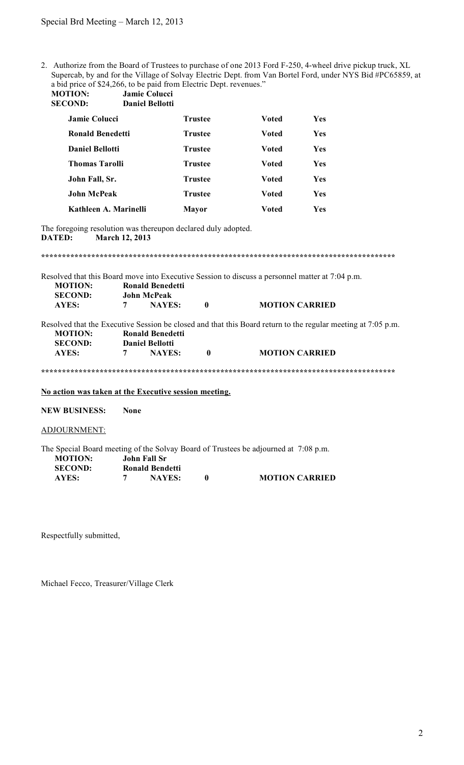2. Authorize from the Board of Trustees to purchase of one 2013 Ford F-250, 4-wheel drive pickup truck, XL Supercab, by and for the Village of Solvay Electric Dept. from Van Bortel Ford, under NYS Bid #PC65859, at a bid price of $24,266, to be paid from Electric Dept. revenues."

**MOTION:** **Jamie Colucci**
**SECOND:** **Daniel Bellotti**

| | | | |
|---|---|---|---|
| **Jamie Colucci** | **Trustee** | **Voted** | **Yes** |
| **Ronald Benedetti** | **Trustee** | **Voted** | **Yes** |
| **Daniel Bellotti** | **Trustee** | **Voted** | **Yes** |
| **Thomas Tarolli** | **Trustee** | **Voted** | **Yes** |
| **John Fall, Sr.** | **Trustee** | **Voted** | **Yes** |
| **John McPeak** | **Trustee** | **Voted** | **Yes** |
| **Kathleen A. Marinelli** | **Mayor** | **Voted** | **Yes** |

The foregoing resolution was thereupon declared duly adopted.
**DATED:** **March 12, 2013**

**************************************************************************************

Resolved that this Board move into Executive Session to discuss a personnel matter at 7:04 p.m.

**MOTION:** **Ronald Benedetti**
**SECOND:** **John McPeak**
**AYES:** **7** **NAYES:** **0** **MOTION CARRIED**

Resolved that the Executive Session be closed and that this Board return to the regular meeting at 7:05 p.m.

**MOTION:** **Ronald Benedetti**
**SECOND:** **Daniel Bellotti**
**AYES:** **7** **NAYES:** **0** **MOTION CARRIED**

**************************************************************************************

**No action was taken at the Executive session meeting.**

**NEW BUSINESS:** **None**

ADJOURNMENT:

The Special Board meeting of the Solvay Board of Trustees be adjourned at 7:08 p.m.

**MOTION:** **John Fall Sr**
**SECOND:** **Ronald Bendetti**
**AYES:** **7** **NAYES:** **0** **MOTION CARRIED**

Respectfully submitted,

Michael Fecco, Treasurer/Village Clerk